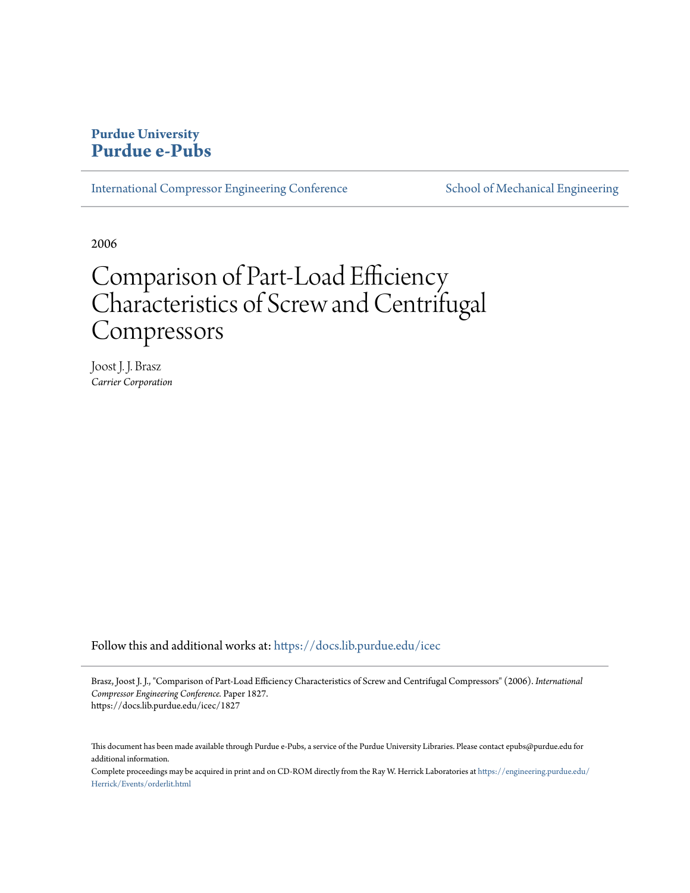**Purdue University**
**Purdue e-Pubs**

International Compressor Engineering Conference | School of Mechanical Engineering

2006

# Comparison of Part-Load Efficiency Characteristics of Screw and Centrifugal Compressors

Joost J. J. Brasz
*Carrier Corporation*

Follow this and additional works at: https://docs.lib.purdue.edu/icec

Brasz, Joost J. J., "Comparison of Part-Load Efficiency Characteristics of Screw and Centrifugal Compressors" (2006). *International Compressor Engineering Conference.* Paper 1827.
https://docs.lib.purdue.edu/icec/1827

This document has been made available through Purdue e-Pubs, a service of the Purdue University Libraries. Please contact epubs@purdue.edu for additional information.
Complete proceedings may be acquired in print and on CD-ROM directly from the Ray W. Herrick Laboratories at https://engineering.purdue.edu/Herrick/Events/orderlit.html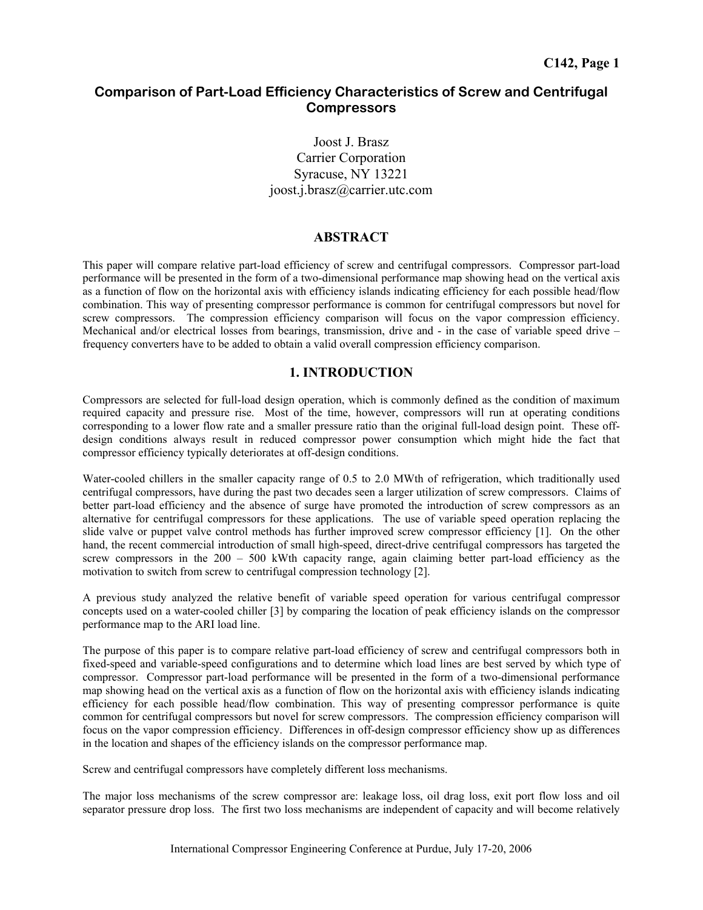# Comparison of Part-Load Efficiency Characteristics of Screw and Centrifugal Compressors

Joost J. Brasz
Carrier Corporation
Syracuse, NY 13221
joost.j.brasz@carrier.utc.com

## ABSTRACT

This paper will compare relative part-load efficiency of screw and centrifugal compressors. Compressor part-load performance will be presented in the form of a two-dimensional performance map showing head on the vertical axis as a function of flow on the horizontal axis with efficiency islands indicating efficiency for each possible head/flow combination. This way of presenting compressor performance is common for centrifugal compressors but novel for screw compressors. The compression efficiency comparison will focus on the vapor compression efficiency. Mechanical and/or electrical losses from bearings, transmission, drive and - in the case of variable speed drive – frequency converters have to be added to obtain a valid overall compression efficiency comparison.

## 1. INTRODUCTION

Compressors are selected for full-load design operation, which is commonly defined as the condition of maximum required capacity and pressure rise. Most of the time, however, compressors will run at operating conditions corresponding to a lower flow rate and a smaller pressure ratio than the original full-load design point. These off-design conditions always result in reduced compressor power consumption which might hide the fact that compressor efficiency typically deteriorates at off-design conditions.

Water-cooled chillers in the smaller capacity range of 0.5 to 2.0 MWth of refrigeration, which traditionally used centrifugal compressors, have during the past two decades seen a larger utilization of screw compressors. Claims of better part-load efficiency and the absence of surge have promoted the introduction of screw compressors as an alternative for centrifugal compressors for these applications. The use of variable speed operation replacing the slide valve or puppet valve control methods has further improved screw compressor efficiency [1]. On the other hand, the recent commercial introduction of small high-speed, direct-drive centrifugal compressors has targeted the screw compressors in the 200 – 500 kWth capacity range, again claiming better part-load efficiency as the motivation to switch from screw to centrifugal compression technology [2].

A previous study analyzed the relative benefit of variable speed operation for various centrifugal compressor concepts used on a water-cooled chiller [3] by comparing the location of peak efficiency islands on the compressor performance map to the ARI load line.

The purpose of this paper is to compare relative part-load efficiency of screw and centrifugal compressors both in fixed-speed and variable-speed configurations and to determine which load lines are best served by which type of compressor. Compressor part-load performance will be presented in the form of a two-dimensional performance map showing head on the vertical axis as a function of flow on the horizontal axis with efficiency islands indicating efficiency for each possible head/flow combination. This way of presenting compressor performance is quite common for centrifugal compressors but novel for screw compressors. The compression efficiency comparison will focus on the vapor compression efficiency. Differences in off-design compressor efficiency show up as differences in the location and shapes of the efficiency islands on the compressor performance map.

Screw and centrifugal compressors have completely different loss mechanisms.

The major loss mechanisms of the screw compressor are: leakage loss, oil drag loss, exit port flow loss and oil separator pressure drop loss. The first two loss mechanisms are independent of capacity and will become relatively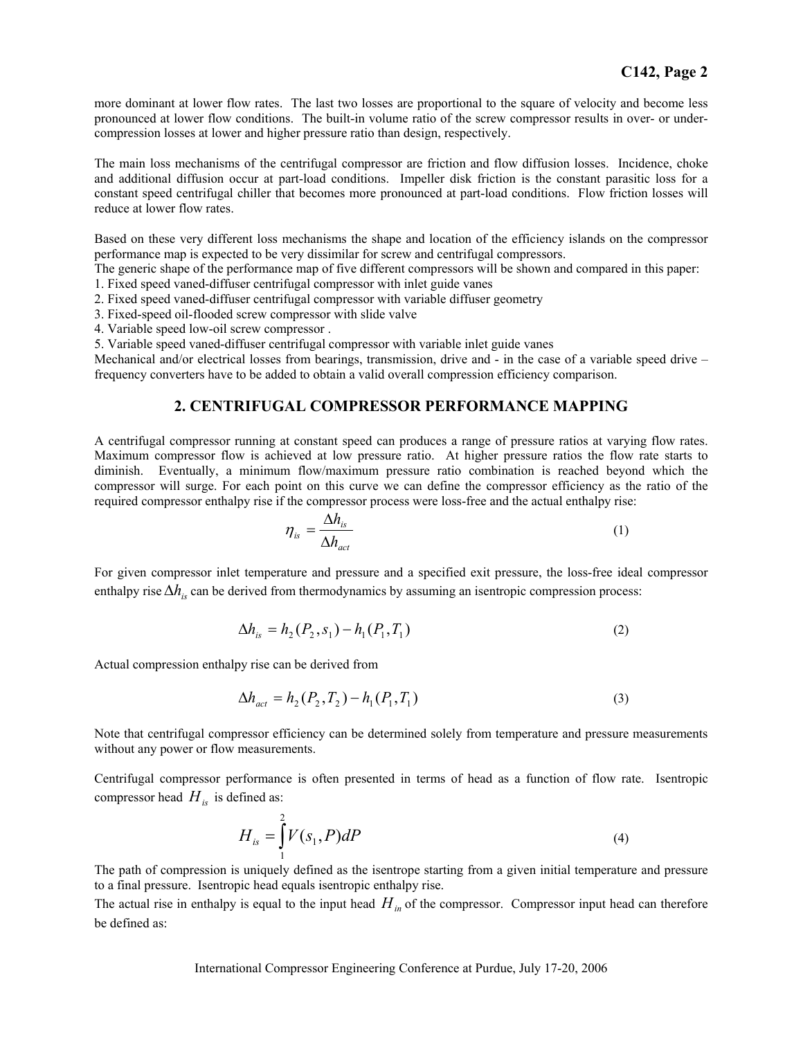more dominant at lower flow rates. The last two losses are proportional to the square of velocity and become less pronounced at lower flow conditions. The built-in volume ratio of the screw compressor results in over- or under-compression losses at lower and higher pressure ratio than design, respectively.

The main loss mechanisms of the centrifugal compressor are friction and flow diffusion losses. Incidence, choke and additional diffusion occur at part-load conditions. Impeller disk friction is the constant parasitic loss for a constant speed centrifugal chiller that becomes more pronounced at part-load conditions. Flow friction losses will reduce at lower flow rates.

Based on these very different loss mechanisms the shape and location of the efficiency islands on the compressor performance map is expected to be very dissimilar for screw and centrifugal compressors.
The generic shape of the performance map of five different compressors will be shown and compared in this paper:

1. Fixed speed vaned-diffuser centrifugal compressor with inlet guide vanes
2. Fixed speed vaned-diffuser centrifugal compressor with variable diffuser geometry
3. Fixed-speed oil-flooded screw compressor with slide valve
4. Variable speed low-oil screw compressor .
5. Variable speed vaned-diffuser centrifugal compressor with variable inlet guide vanes

Mechanical and/or electrical losses from bearings, transmission, drive and - in the case of a variable speed drive – frequency converters have to be added to obtain a valid overall compression efficiency comparison.

## 2. CENTRIFUGAL COMPRESSOR PERFORMANCE MAPPING

A centrifugal compressor running at constant speed can produces a range of pressure ratios at varying flow rates. Maximum compressor flow is achieved at low pressure ratio. At higher pressure ratios the flow rate starts to diminish. Eventually, a minimum flow/maximum pressure ratio combination is reached beyond which the compressor will surge. For each point on this curve we can define the compressor efficiency as the ratio of the required compressor enthalpy rise if the compressor process were loss-free and the actual enthalpy rise:

$$\eta_{is} = \frac{\Delta h_{is}}{\Delta h_{act}} \tag{1}$$

For given compressor inlet temperature and pressure and a specified exit pressure, the loss-free ideal compressor enthalpy rise $\Delta h_{is}$ can be derived from thermodynamics by assuming an isentropic compression process:

$$\Delta h_{is} = h_2(P_2, s_1) - h_1(P_1, T_1) \tag{2}$$

Actual compression enthalpy rise can be derived from

$$\Delta h_{act} = h_2(P_2, T_2) - h_1(P_1, T_1) \tag{3}$$

Note that centrifugal compressor efficiency can be determined solely from temperature and pressure measurements without any power or flow measurements.

Centrifugal compressor performance is often presented in terms of head as a function of flow rate. Isentropic compressor head $H_{is}$ is defined as:

$$H_{is} = \int_1^2 V(s_1, P)dP \tag{4}$$

The path of compression is uniquely defined as the isentrope starting from a given initial temperature and pressure to a final pressure. Isentropic head equals isentropic enthalpy rise.
The actual rise in enthalpy is equal to the input head $H_{in}$ of the compressor. Compressor input head can therefore be defined as: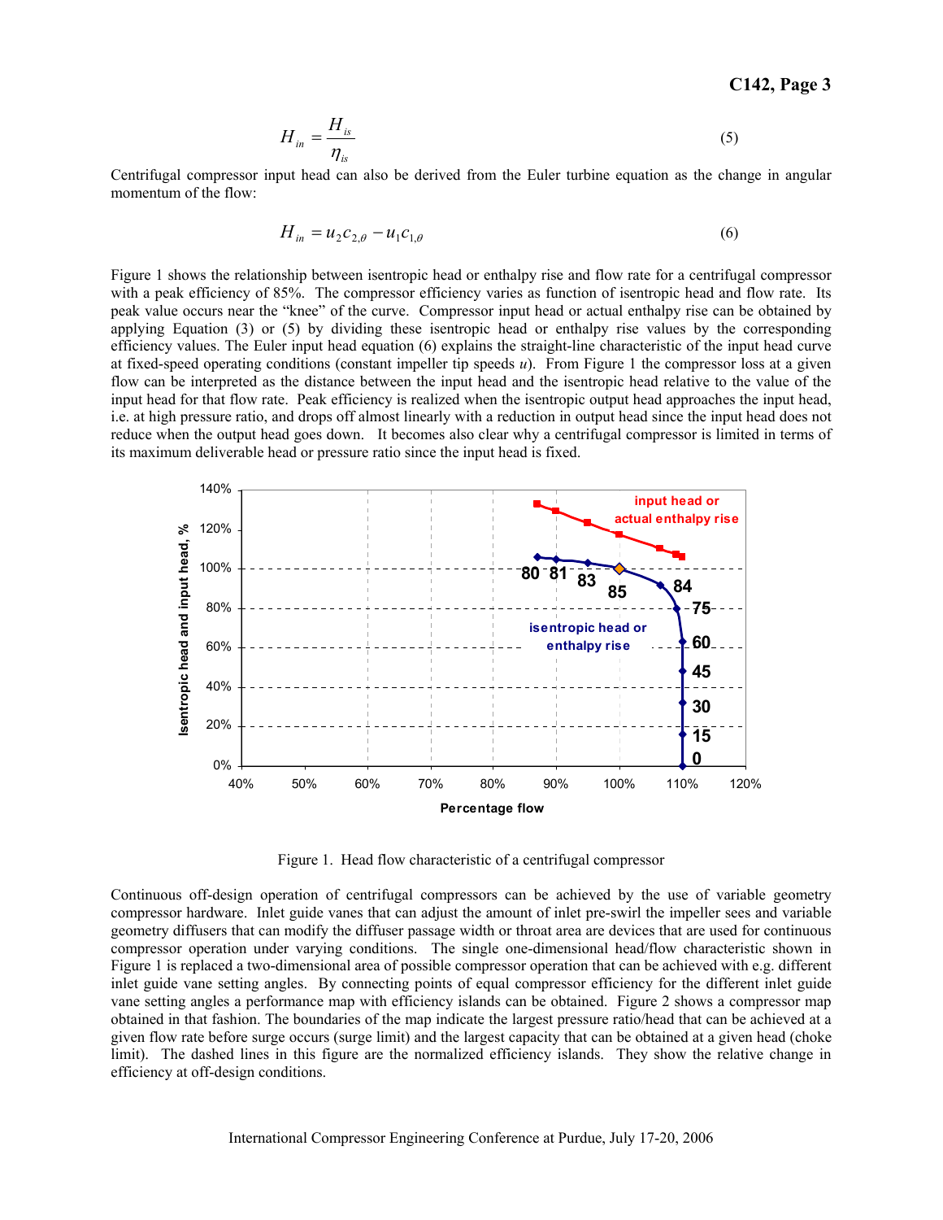$$H_{in} = \frac{H_{is}}{\eta_{is}} \tag{5}$$

Centrifugal compressor input head can also be derived from the Euler turbine equation as the change in angular momentum of the flow:

$$H_{in} = u_2 c_{2,\theta} - u_1 c_{1,\theta} \tag{6}$$

Figure 1 shows the relationship between isentropic head or enthalpy rise and flow rate for a centrifugal compressor with a peak efficiency of 85%. The compressor efficiency varies as function of isentropic head and flow rate. Its peak value occurs near the "knee" of the curve. Compressor input head or actual enthalpy rise can be obtained by applying Equation (3) or (5) by dividing these isentropic head or enthalpy rise values by the corresponding efficiency values. The Euler input head equation (6) explains the straight-line characteristic of the input head curve at fixed-speed operating conditions (constant impeller tip speeds $u$). From Figure 1 the compressor loss at a given flow can be interpreted as the distance between the input head and the isentropic head relative to the value of the input head for that flow rate. Peak efficiency is realized when the isentropic output head approaches the input head, i.e. at high pressure ratio, and drops off almost linearly with a reduction in output head since the input head does not reduce when the output head goes down. It becomes also clear why a centrifugal compressor is limited in terms of its maximum deliverable head or pressure ratio since the input head is fixed.

Figure 1. Head flow characteristic of a centrifugal compressor

Continuous off-design operation of centrifugal compressors can be achieved by the use of variable geometry compressor hardware. Inlet guide vanes that can adjust the amount of inlet pre-swirl the impeller sees and variable geometry diffusers that can modify the diffuser passage width or throat area are devices that are used for continuous compressor operation under varying conditions. The single one-dimensional head/flow characteristic shown in Figure 1 is replaced a two-dimensional area of possible compressor operation that can be achieved with e.g. different inlet guide vane setting angles. By connecting points of equal compressor efficiency for the different inlet guide vane setting angles a performance map with efficiency islands can be obtained. Figure 2 shows a compressor map obtained in that fashion. The boundaries of the map indicate the largest pressure ratio/head that can be achieved at a given flow rate before surge occurs (surge limit) and the largest capacity that can be obtained at a given head (choke limit). The dashed lines in this figure are the normalized efficiency islands. They show the relative change in efficiency at off-design conditions.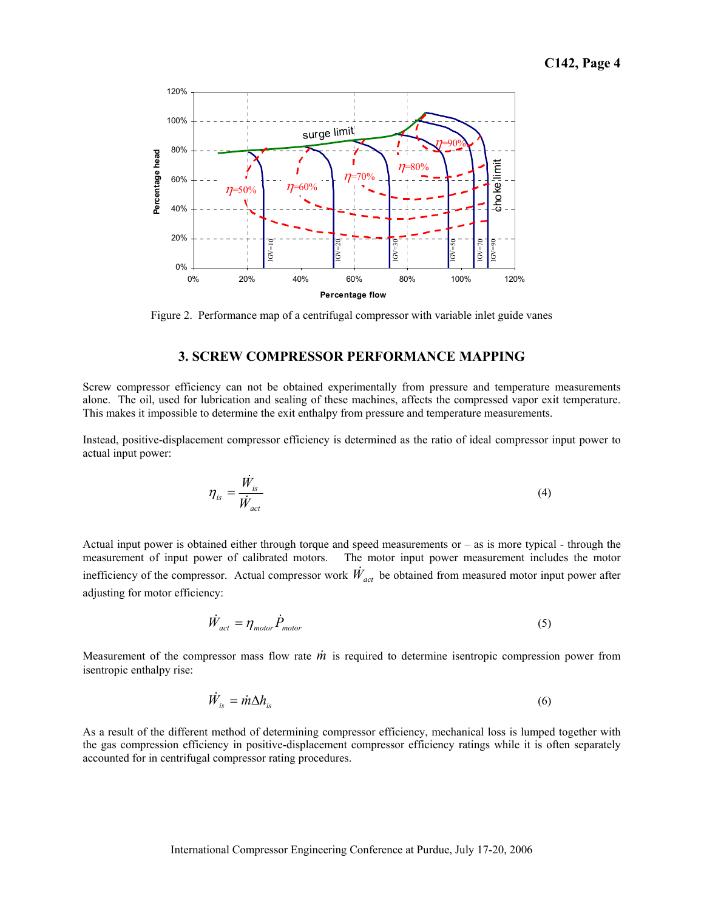Figure 2. Performance map of a centrifugal compressor with variable inlet guide vanes

## 3. SCREW COMPRESSOR PERFORMANCE MAPPING

Screw compressor efficiency can not be obtained experimentally from pressure and temperature measurements alone. The oil, used for lubrication and sealing of these machines, affects the compressed vapor exit temperature. This makes it impossible to determine the exit enthalpy from pressure and temperature measurements.

Instead, positive-displacement compressor efficiency is determined as the ratio of ideal compressor input power to actual input power:

$$\eta_{is} = \frac{\dot{W}_{is}}{\dot{W}_{act}} \tag{4}$$

Actual input power is obtained either through torque and speed measurements or – as is more typical - through the measurement of input power of calibrated motors. The motor input power measurement includes the motor inefficiency of the compressor. Actual compressor work $\dot{W}_{act}$ be obtained from measured motor input power after adjusting for motor efficiency:

$$\dot{W}_{act} = \eta_{motor} \dot{P}_{motor} \tag{5}$$

Measurement of the compressor mass flow rate $\dot{m}$ is required to determine isentropic compression power from isentropic enthalpy rise:

$$\dot{W}_{is} = \dot{m} \Delta h_{is} \tag{6}$$

As a result of the different method of determining compressor efficiency, mechanical loss is lumped together with the gas compression efficiency in positive-displacement compressor efficiency ratings while it is often separately accounted for in centrifugal compressor rating procedures.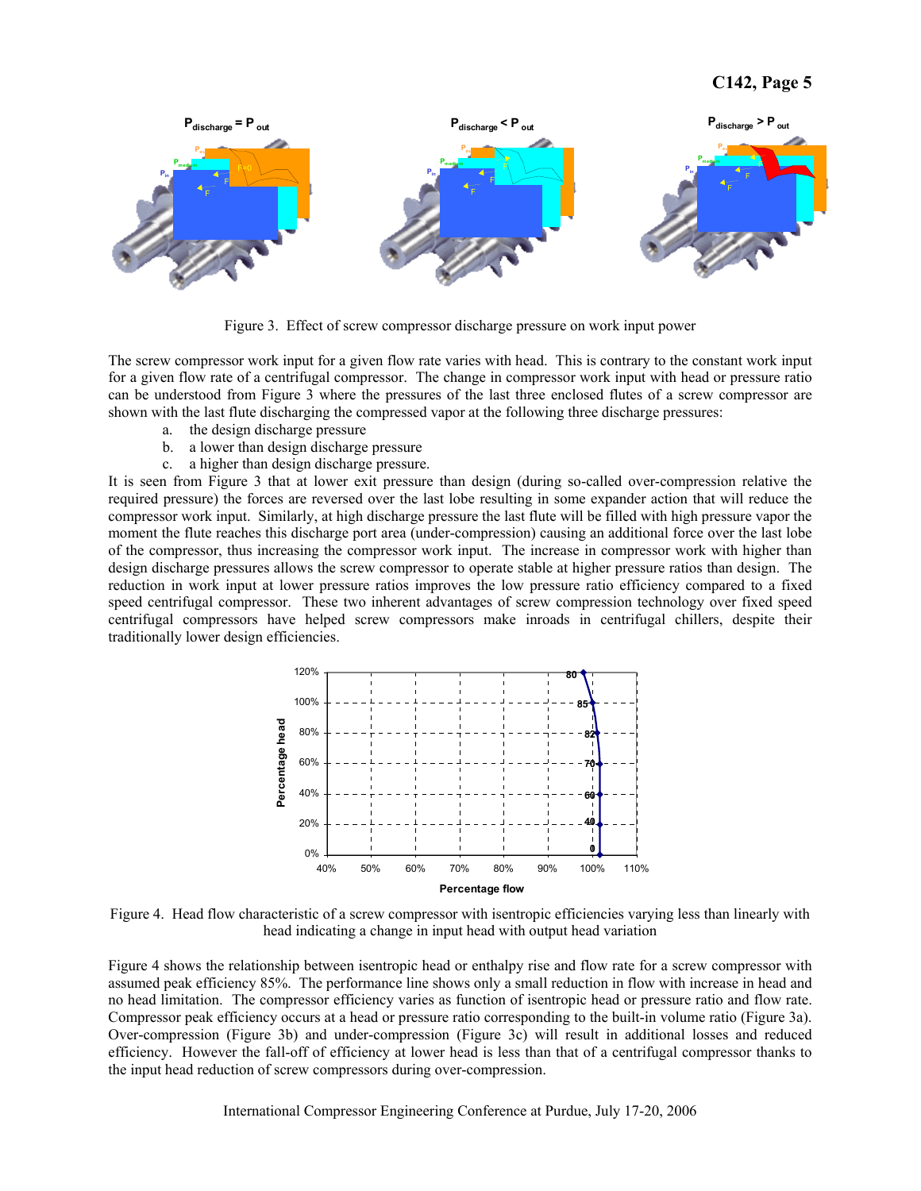Figure 3. Effect of screw compressor discharge pressure on work input power

The screw compressor work input for a given flow rate varies with head. This is contrary to the constant work input for a given flow rate of a centrifugal compressor. The change in compressor work input with head or pressure ratio can be understood from Figure 3 where the pressures of the last three enclosed flutes of a screw compressor are shown with the last flute discharging the compressed vapor at the following three discharge pressures:

a. the design discharge pressure
b. a lower than design discharge pressure
c. a higher than design discharge pressure.

It is seen from Figure 3 that at lower exit pressure than design (during so-called over-compression relative the required pressure) the forces are reversed over the last lobe resulting in some expander action that will reduce the compressor work input. Similarly, at high discharge pressure the last flute will be filled with high pressure vapor the moment the flute reaches this discharge port area (under-compression) causing an additional force over the last lobe of the compressor, thus increasing the compressor work input. The increase in compressor work with higher than design discharge pressures allows the screw compressor to operate stable at higher pressure ratios than design. The reduction in work input at lower pressure ratios improves the low pressure ratio efficiency compared to a fixed speed centrifugal compressor. These two inherent advantages of screw compression technology over fixed speed centrifugal compressors have helped screw compressors make inroads in centrifugal chillers, despite their traditionally lower design efficiencies.

Figure 4. Head flow characteristic of a screw compressor with isentropic efficiencies varying less than linearly with head indicating a change in input head with output head variation

Figure 4 shows the relationship between isentropic head or enthalpy rise and flow rate for a screw compressor with assumed peak efficiency 85%. The performance line shows only a small reduction in flow with increase in head and no head limitation. The compressor efficiency varies as function of isentropic head or pressure ratio and flow rate. Compressor peak efficiency occurs at a head or pressure ratio corresponding to the built-in volume ratio (Figure 3a). Over-compression (Figure 3b) and under-compression (Figure 3c) will result in additional losses and reduced efficiency. However the fall-off of efficiency at lower head is less than that of a centrifugal compressor thanks to the input head reduction of screw compressors during over-compression.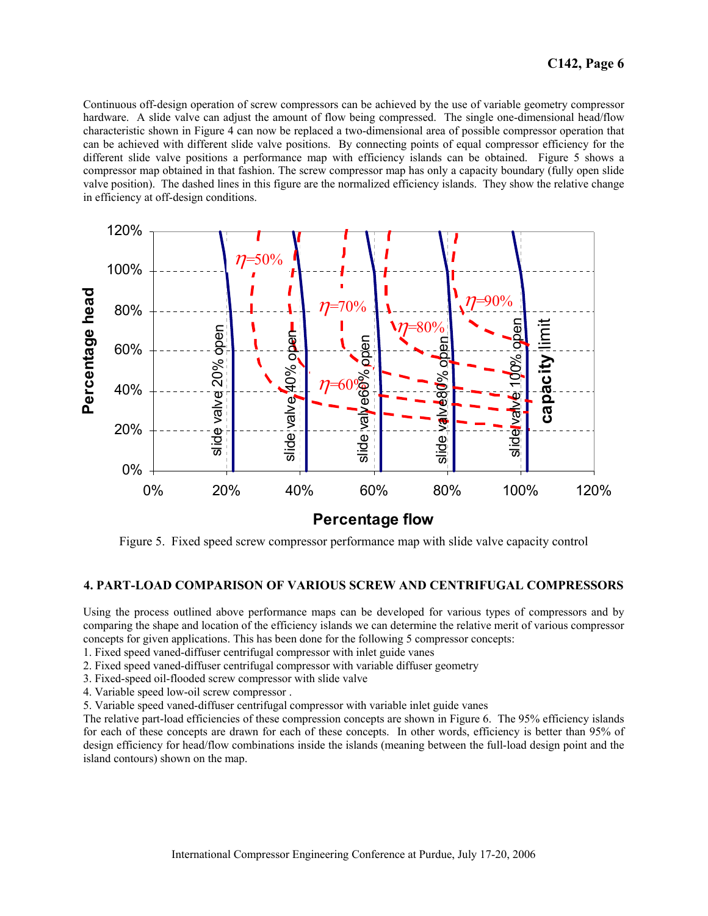Continuous off-design operation of screw compressors can be achieved by the use of variable geometry compressor hardware. A slide valve can adjust the amount of flow being compressed. The single one-dimensional head/flow characteristic shown in Figure 4 can now be replaced a two-dimensional area of possible compressor operation that can be achieved with different slide valve positions. By connecting points of equal compressor efficiency for the different slide valve positions a performance map with efficiency islands can be obtained. Figure 5 shows a compressor map obtained in that fashion. The screw compressor map has only a capacity boundary (fully open slide valve position). The dashed lines in this figure are the normalized efficiency islands. They show the relative change in efficiency at off-design conditions.

Figure 5. Fixed speed screw compressor performance map with slide valve capacity control

## 4. PART-LOAD COMPARISON OF VARIOUS SCREW AND CENTRIFUGAL COMPRESSORS

Using the process outlined above performance maps can be developed for various types of compressors and by comparing the shape and location of the efficiency islands we can determine the relative merit of various compressor concepts for given applications. This has been done for the following 5 compressor concepts:

1. Fixed speed vaned-diffuser centrifugal compressor with inlet guide vanes
2. Fixed speed vaned-diffuser centrifugal compressor with variable diffuser geometry
3. Fixed-speed oil-flooded screw compressor with slide valve
4. Variable speed low-oil screw compressor .
5. Variable speed vaned-diffuser centrifugal compressor with variable inlet guide vanes

The relative part-load efficiencies of these compression concepts are shown in Figure 6. The 95% efficiency islands for each of these concepts are drawn for each of these concepts. In other words, efficiency is better than 95% of design efficiency for head/flow combinations inside the islands (meaning between the full-load design point and the island contours) shown on the map.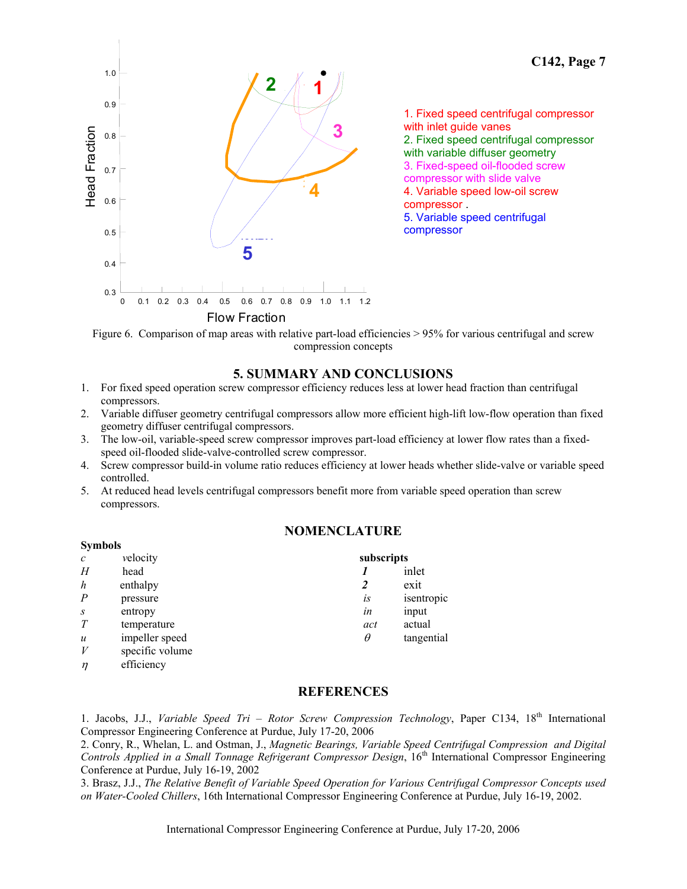Head Fraction

1.0
0.9
0.8
0.7
0.6
0.5
0.4
0.3

0 0.1 0.2 0.3 0.4 0.5 0.6 0.7 0.8 0.9 1.0 1.1 1.2

Flow Fraction

1 2 3 4 5

1. Fixed speed centrifugal compressor with inlet guide vanes
2. Fixed speed centrifugal compressor with variable diffuser geometry
3. Fixed-speed oil-flooded screw compressor with slide valve
4. Variable speed low-oil screw compressor .
5. Variable speed centrifugal compressor

Figure 6. Comparison of map areas with relative part-load efficiencies > 95% for various centrifugal and screw compression concepts

## 5. SUMMARY AND CONCLUSIONS

1. For fixed speed operation screw compressor efficiency reduces less at lower head fraction than centrifugal compressors.
2. Variable diffuser geometry centrifugal compressors allow more efficient high-lift low-flow operation than fixed geometry diffuser centrifugal compressors.
3. The low-oil, variable-speed screw compressor improves part-load efficiency at lower flow rates than a fixed-speed oil-flooded slide-valve-controlled screw compressor.
4. Screw compressor build-in volume ratio reduces efficiency at lower heads whether slide-valve or variable speed controlled.
5. At reduced head levels centrifugal compressors benefit more from variable speed operation than screw compressors.

## NOMENCLATURE

**Symbols**

| | |
|---|---|
| $c$ | velocity |
| $H$ | head |
| $h$ | enthalpy |
| $P$ | pressure |
| $s$ | entropy |
| $T$ | temperature |
| $u$ | impeller speed |
| $V$ | specific volume |
| $\eta$ | efficiency |

**subscripts**

| | |
|---|---|
| *1* | inlet |
| *2* | exit |
| *is* | isentropic |
| *in* | input |
| *act* | actual |
| $\theta$ | tangential |

## REFERENCES

1. Jacobs, J.J., *Variable Speed Tri – Rotor Screw Compression Technology*, Paper C134, 18th International Compressor Engineering Conference at Purdue, July 17-20, 2006
2. Conry, R., Whelan, L. and Ostman, J., *Magnetic Bearings, Variable Speed Centrifugal Compression and Digital Controls Applied in a Small Tonnage Refrigerant Compressor Design*, 16th International Compressor Engineering Conference at Purdue, July 16-19, 2002
3. Brasz, J.J., *The Relative Benefit of Variable Speed Operation for Various Centrifugal Compressor Concepts used on Water-Cooled Chillers*, 16th International Compressor Engineering Conference at Purdue, July 16-19, 2002.